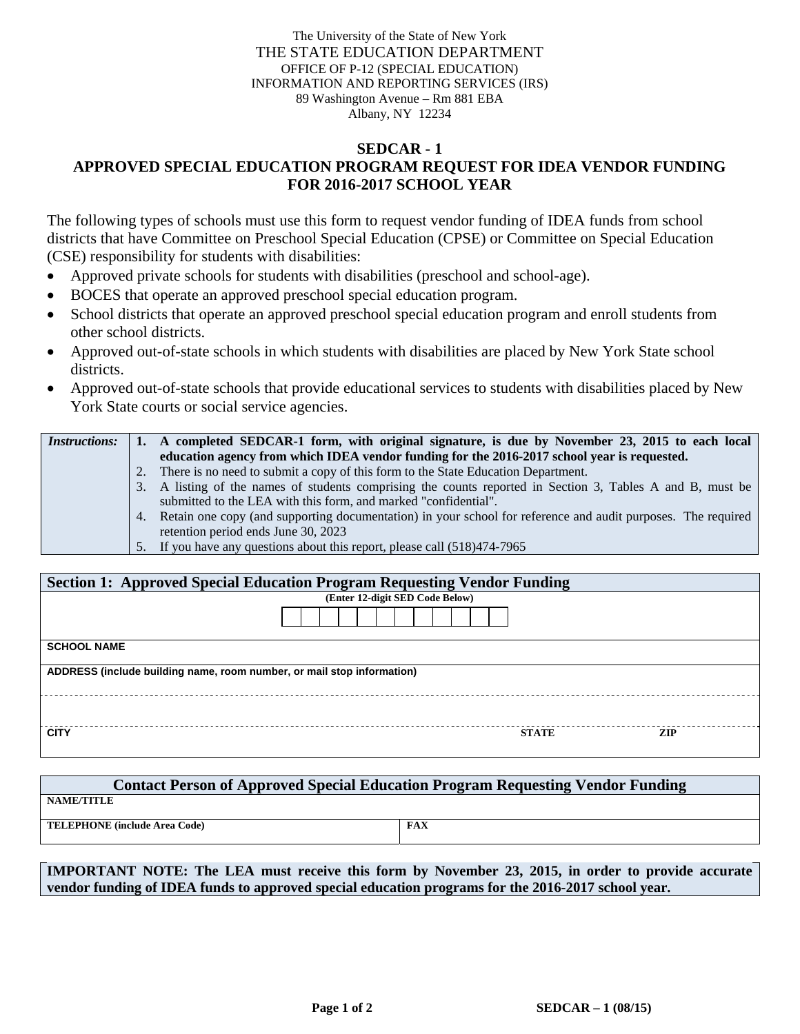The University of the State of New York
THE STATE EDUCATION DEPARTMENT
OFFICE OF P-12 (SPECIAL EDUCATION)
INFORMATION AND REPORTING SERVICES (IRS)
89 Washington Avenue – Rm 881 EBA
Albany, NY 12234

# SEDCAR - 1
# APPROVED SPECIAL EDUCATION PROGRAM REQUEST FOR IDEA VENDOR FUNDING FOR 2016-2017 SCHOOL YEAR

The following types of schools must use this form to request vendor funding of IDEA funds from school districts that have Committee on Preschool Special Education (CPSE) or Committee on Special Education (CSE) responsibility for students with disabilities:

- Approved private schools for students with disabilities (preschool and school-age).
- BOCES that operate an approved preschool special education program.
- School districts that operate an approved preschool special education program and enroll students from other school districts.
- Approved out-of-state schools in which students with disabilities are placed by New York State school districts.
- Approved out-of-state schools that provide educational services to students with disabilities placed by New York State courts or social service agencies.

| *Instructions:* | |
|---|---|
| | 1. **A completed SEDCAR-1 form, with original signature, is due by November 23, 2015 to each local education agency from which IDEA vendor funding for the 2016-2017 school year is requested.** |
| | 2. There is no need to submit a copy of this form to the State Education Department. |
| | 3. A listing of the names of students comprising the counts reported in Section 3, Tables A and B, must be submitted to the LEA with this form, and marked "confidential". |
| | 4. Retain one copy (and supporting documentation) in your school for reference and audit purposes. The required retention period ends June 30, 2023 |
| | 5. If you have any questions about this report, please call (518)474-7965 |

| Section 1: Approved Special Education Program Requesting Vendor Funding | | |
|---|---|---|
| (Enter 12-digit SED Code Below) | | |
| SCHOOL NAME | | |
| ADDRESS (include building name, room number, or mail stop information) | | |
| | | |
| CITY | STATE | ZIP |

| Contact Person of Approved Special Education Program Requesting Vendor Funding | |
|---|---|
| NAME/TITLE | |
| TELEPHONE (include Area Code) | FAX |

**IMPORTANT NOTE: The LEA must receive this form by November 23, 2015, in order to provide accurate vendor funding of IDEA funds to approved special education programs for the 2016-2017 school year.**

SEDCAR – 1 (08/15)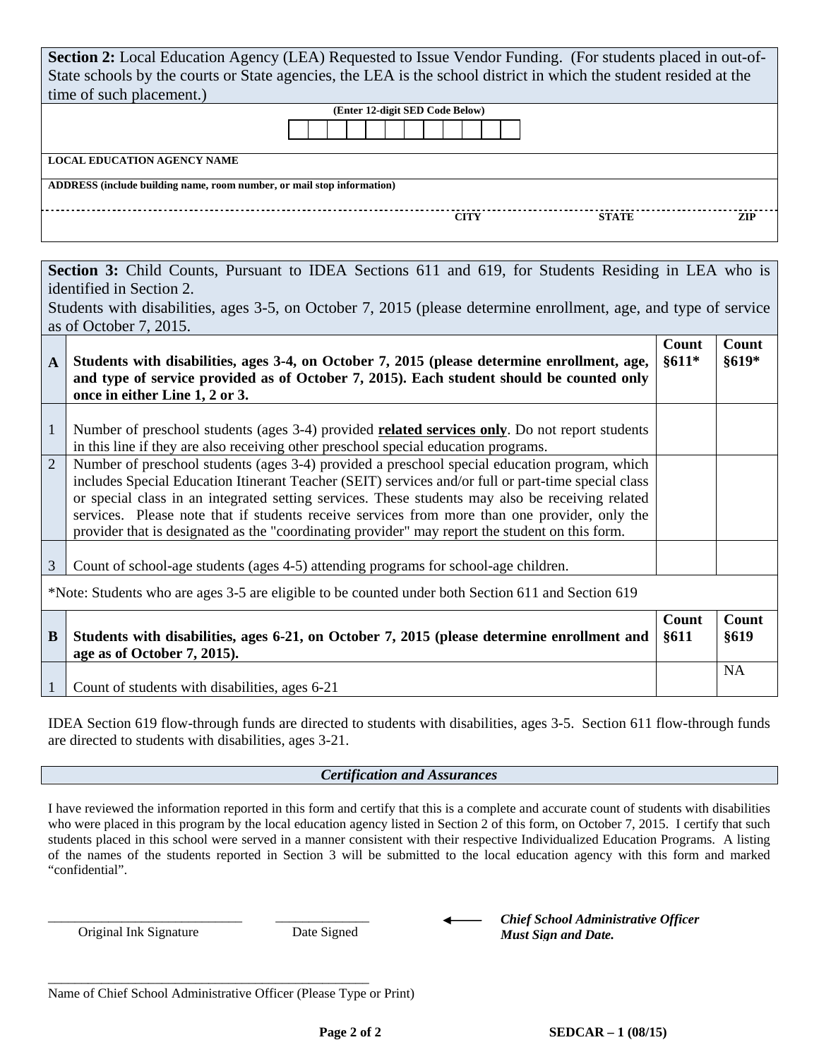**Section 2:** Local Education Agency (LEA) Requested to Issue Vendor Funding. (For students placed in out-of-State schools by the courts or State agencies, the LEA is the school district in which the student resided at the time of such placement.)

**(Enter 12-digit SED Code Below)**

| | | | | | | | | | | | |
|---|---|---|---|---|---|---|---|---|---|---|---|
| | | | | | | | | | | | |

**LOCAL EDUCATION AGENCY NAME**

**ADDRESS (include building name, room number, or mail stop information)**

**CITY** **STATE** **ZIP**

**Section 3:** Child Counts, Pursuant to IDEA Sections 611 and 619, for Students Residing in LEA who is identified in Section 2.
Students with disabilities, ages 3-5, on October 7, 2015 (please determine enrollment, age, and type of service as of October 7, 2015.

| | | | |
|---|---|---|---|
| **A** | **Students with disabilities, ages 3-4, on October 7, 2015 (please determine enrollment, age, and type of service provided as of October 7, 2015). Each student should be counted only once in either Line 1, 2 or 3.** | **Count §611*** | **Count §619*** |
| 1 | Number of preschool students (ages 3-4) provided **related services only**. Do not report students in this line if they are also receiving other preschool special education programs. | | |
| 2 | Number of preschool students (ages 3-4) provided a preschool special education program, which includes Special Education Itinerant Teacher (SEIT) services and/or full or part-time special class or special class in an integrated setting services. These students may also be receiving related services. Please note that if students receive services from more than one provider, only the provider that is designated as the "coordinating provider" may report the student on this form. | | |
| 3 | Count of school-age students (ages 4-5) attending programs for school-age children. | | |

*Note: Students who are ages 3-5 are eligible to be counted under both Section 611 and Section 619

| | | | |
|---|---|---|---|
| **B** | **Students with disabilities, ages 6-21, on October 7, 2015 (please determine enrollment and age as of October 7, 2015).** | **Count §611** | **Count §619** |
| 1 | Count of students with disabilities, ages 6-21 | | NA |

IDEA Section 619 flow-through funds are directed to students with disabilities, ages 3-5. Section 611 flow-through funds are directed to students with disabilities, ages 3-21.

***Certification and Assurances***

I have reviewed the information reported in this form and certify that this is a complete and accurate count of students with disabilities who were placed in this program by the local education agency listed in Section 2 of this form, on October 7, 2015. I certify that such students placed in this school were served in a manner consistent with their respective Individualized Education Programs. A listing of the names of the students reported in Section 3 will be submitted to the local education agency with this form and marked "confidential".

\_\_\_\_\_\_\_\_\_\_\_\_\_\_\_\_\_\_\_\_\_\_\_\_\_\_\_\_ Original Ink Signature &nbsp;&nbsp; \_\_\_\_\_\_\_\_\_\_\_\_\_\_ Date Signed &nbsp;&nbsp; ← ***Chief School Administrative Officer Must Sign and Date.***

\_\_\_\_\_\_\_\_\_\_\_\_\_\_\_\_\_\_\_\_\_\_\_\_\_\_\_\_\_\_\_\_\_\_\_\_\_\_\_\_\_\_\_\_\_\_\_\_
Name of Chief School Administrative Officer (Please Type or Print)

**SEDCAR – 1 (08/15)**